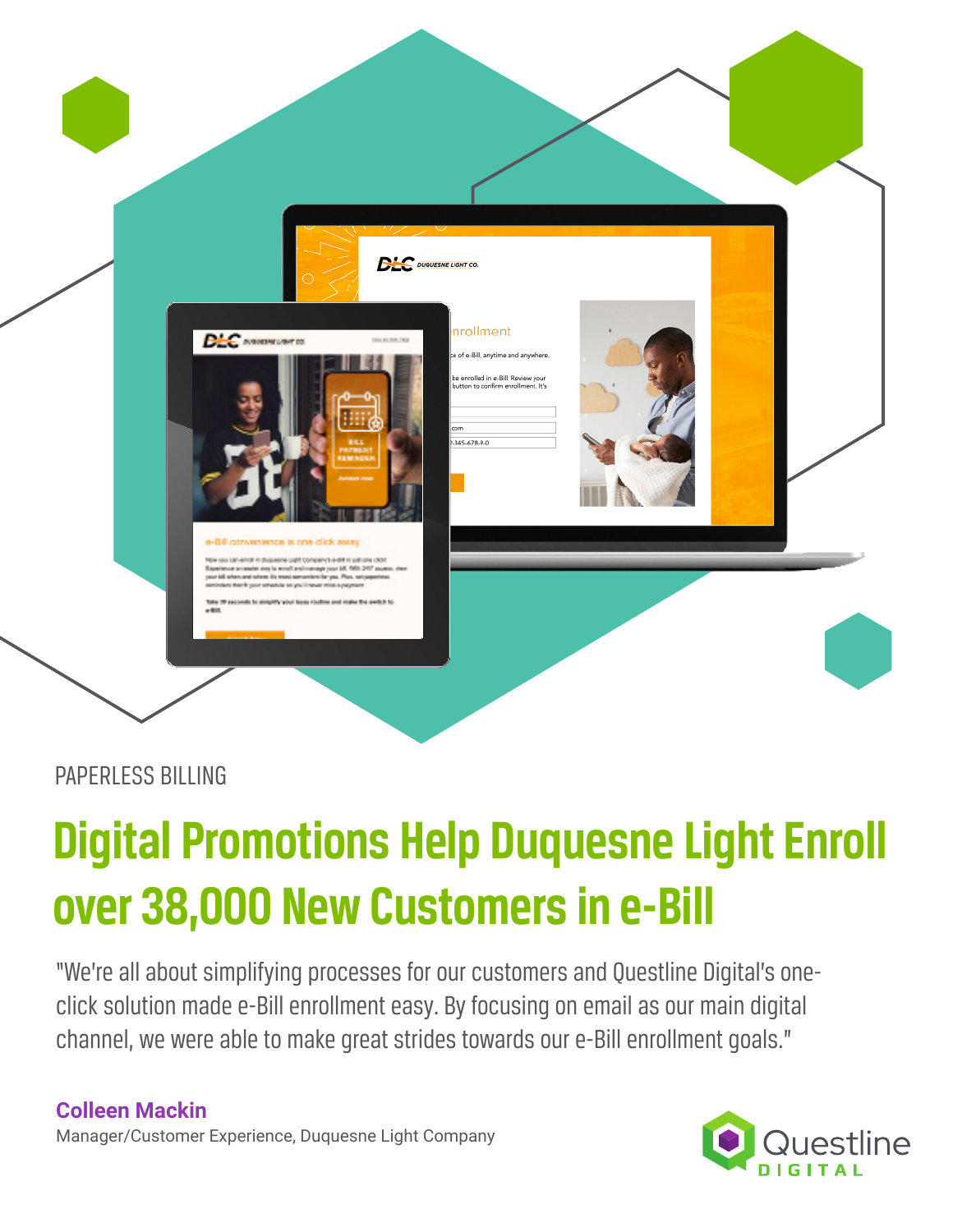PAPERLESS BILLING

# Digital Promotions Help Duquesne Light Enroll over 38,000 New Customers in e-Bill

"We're all about simplifying processes for our customers and Questline Digital's one-click solution made e-Bill enrollment easy. By focusing on email as our main digital channel, we were able to make great strides towards our e-Bill enrollment goals."

**Colleen Mackin**
Manager/Customer Experience, Duquesne Light Company

Questline DIGITAL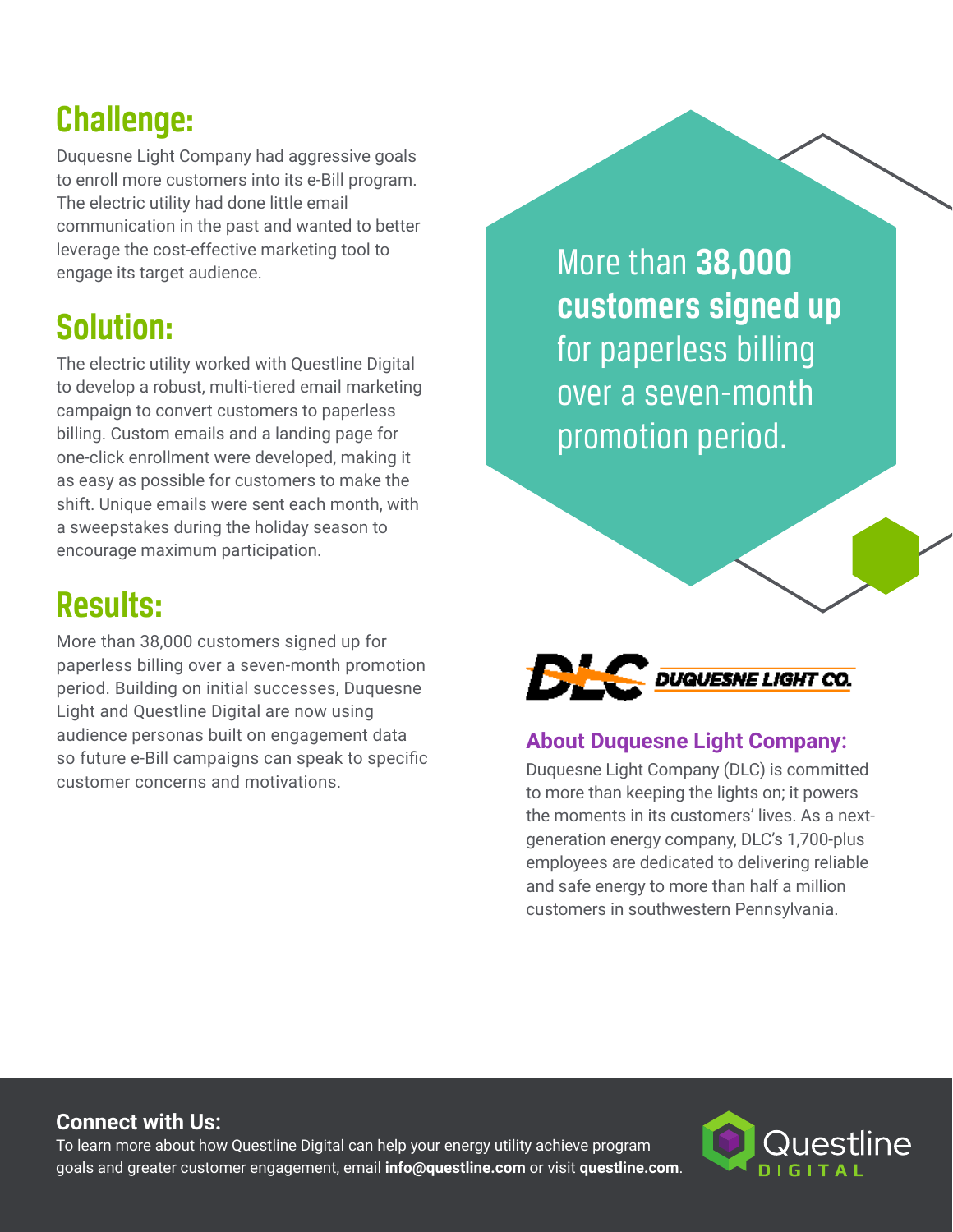## Challenge:

Duquesne Light Company had aggressive goals to enroll more customers into its e-Bill program. The electric utility had done little email communication in the past and wanted to better leverage the cost-effective marketing tool to engage its target audience.

## Solution:

The electric utility worked with Questline Digital to develop a robust, multi-tiered email marketing campaign to convert customers to paperless billing. Custom emails and a landing page for one-click enrollment were developed, making it as easy as possible for customers to make the shift. Unique emails were sent each month, with a sweepstakes during the holiday season to encourage maximum participation.

## Results:

More than 38,000 customers signed up for paperless billing over a seven-month promotion period. Building on initial successes, Duquesne Light and Questline Digital are now using audience personas built on engagement data so future e-Bill campaigns can speak to specific customer concerns and motivations.

More than **38,000 customers signed up** for paperless billing over a seven-month promotion period.

DLC DUQUESNE LIGHT CO.

### About Duquesne Light Company:

Duquesne Light Company (DLC) is committed to more than keeping the lights on; it powers the moments in its customers' lives. As a next-generation energy company, DLC's 1,700-plus employees are dedicated to delivering reliable and safe energy to more than half a million customers in southwestern Pennsylvania.

### Connect with Us:

To learn more about how Questline Digital can help your energy utility achieve program goals and greater customer engagement, email **info@questline.com** or visit **questline.com**.

Questline DIGITAL